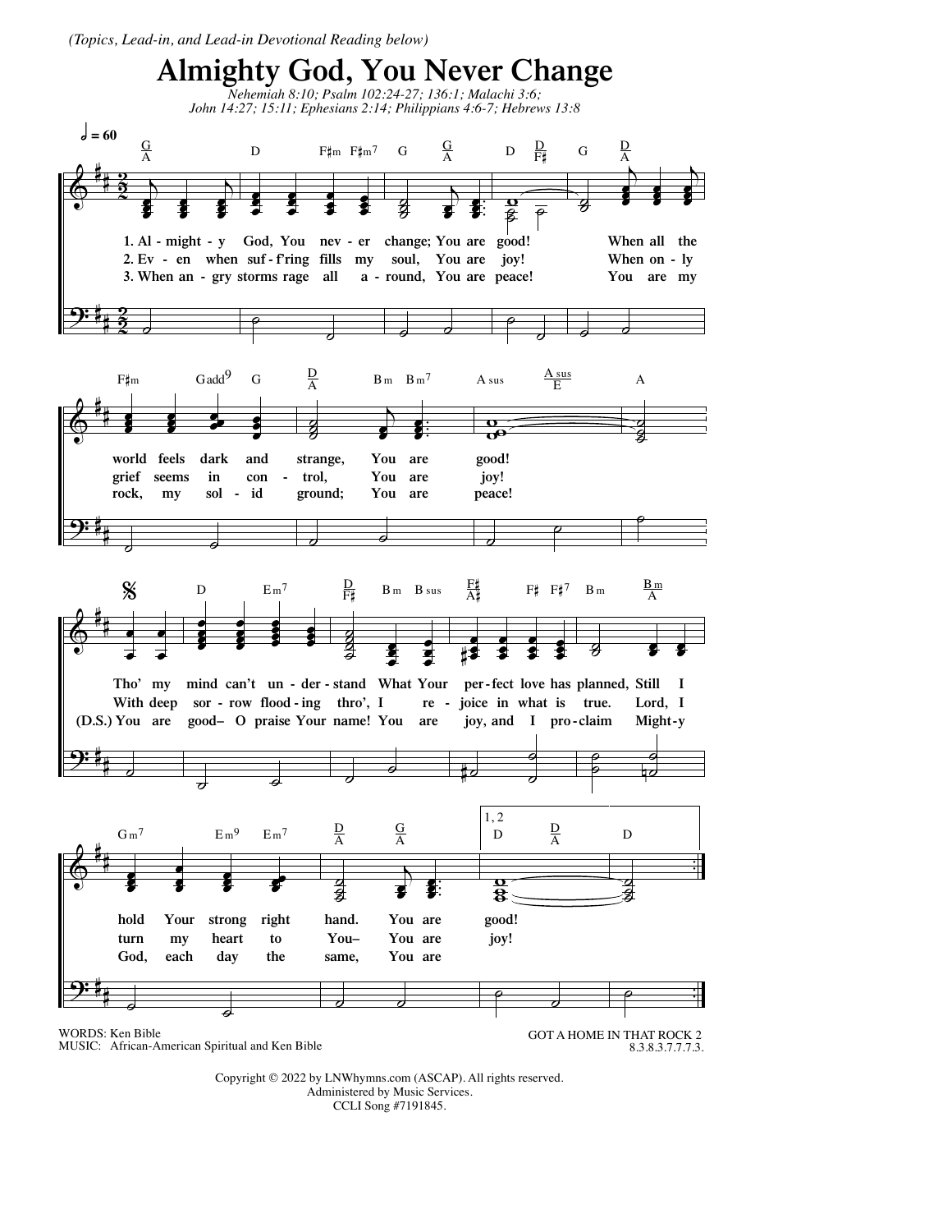*(Topics, Lead-in, and Lead-in Devotional Reading below)*

# Almighty God, You Never Change

*Nehemiah 8:10; Psalm 102:24-27; 136:1; Malachi 3:6; John 14:27; 15:11; Ephesians 2:14; Philippians 4:6-7; Hebrews 13:8*

1. Almighty God, You never change; You are good! When all the world feels dark and strange, You are good!
2. Even when suff'ring fills my soul, You are joy! When only grief seems in control, You are joy!
3. When angry storms rage all around, You are peace! You are my rock, my solid ground; You are peace!

Tho' my mind can't understand What Your perfect love has planned, Still I hold Your strong right hand. You are good!

With deep sorrow flooding thro', I rejoice in what is true. Lord, I turn my heart to You– You are joy!

(D.S.) You are good– O praise Your name! You are joy, and I proclaim Mighty God, each day the same, You are

WORDS: Ken Bible
MUSIC: African-American Spiritual and Ken Bible

GOT A HOME IN THAT ROCK 2
8.3.8.3.7.7.7.3.

Copyright © 2022 by LNWhymns.com (ASCAP). All rights reserved.
Administered by Music Services.
CCLI Song #7191845.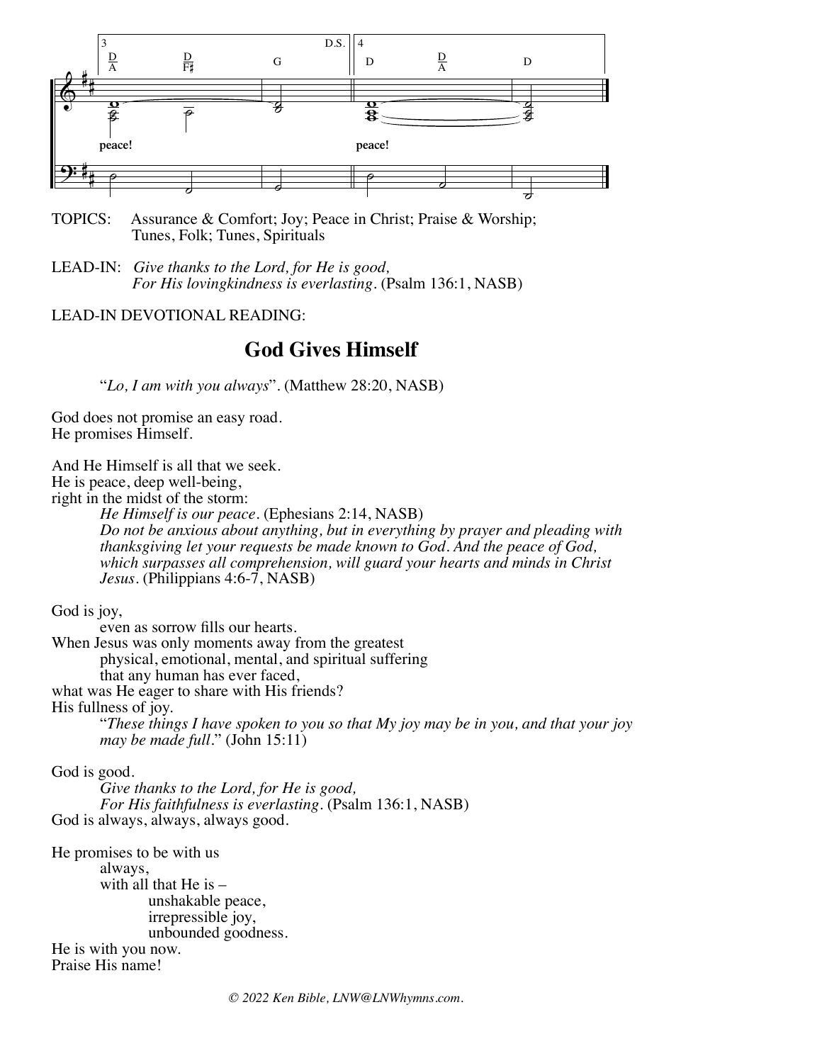TOPICS: Assurance & Comfort; Joy; Peace in Christ; Praise & Worship; Tunes, Folk; Tunes, Spirituals

LEAD-IN: *Give thanks to the Lord, for He is good,*
*For His lovingkindness is everlasting*. (Psalm 136:1, NASB)

LEAD-IN DEVOTIONAL READING:

## God Gives Himself

"*Lo, I am with you always*". (Matthew 28:20, NASB)

God does not promise an easy road.
He promises Himself.

And He Himself is all that we seek.
He is peace, deep well-being,
right in the midst of the storm:

*He Himself is our peace*. (Ephesians 2:14, NASB)
*Do not be anxious about anything, but in everything by prayer and pleading with thanksgiving let your requests be made known to God. And the peace of God, which surpasses all comprehension, will guard your hearts and minds in Christ Jesus*. (Philippians 4:6-7, NASB)

God is joy,
even as sorrow fills our hearts.
When Jesus was only moments away from the greatest
physical, emotional, mental, and spiritual suffering
that any human has ever faced,
what was He eager to share with His friends?
His fullness of joy.

"*These things I have spoken to you so that My joy may be in you, and that your joy may be made full*." (John 15:11)

God is good.

*Give thanks to the Lord, for He is good,*
*For His faithfulness is everlasting*. (Psalm 136:1, NASB)

God is always, always, always good.

He promises to be with us
always,
with all that He is –
unshakable peace,
irrepressible joy,
unbounded goodness.
He is with you now.
Praise His name!

*© 2022 Ken Bible, LNW@LNWhymns.com.*